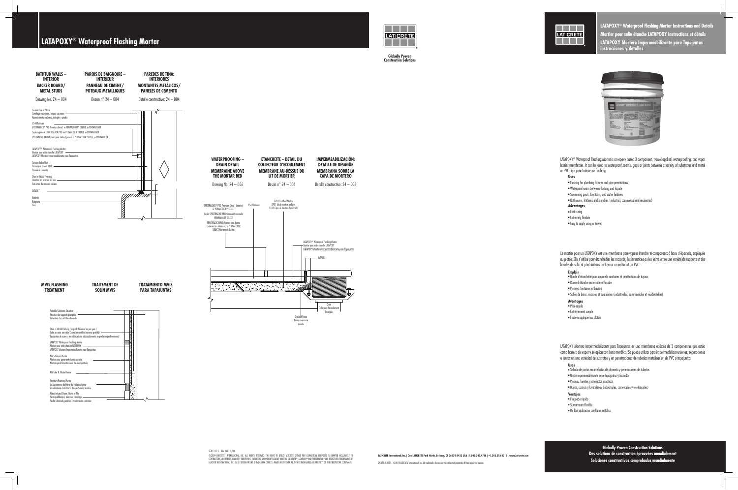# LATAPOXY® Waterproof Flashing Mortar

Globally Proven Construction Solutions

## BATHTUB WALLS – INTERIOR BACKER BOARD/ METAL STUDS

## PAROIS DE BAIGNOIRE – INTERIEUR PANNEAU DE CIMENT/ POTEAUX METALLIQUES

## PAREDES DE TINA: INTERIORES MONTANTES METÁLICOS/ PANELES DE CEMENTO

Drawing No. 24 – 004

Dessin n° 24 – 004

Detalle constructivo: 24 – 004

Ceramic Tile or Stone
Carrelage céramique, briques, ou pierres
Revestimiento cerámico, adoquín y piedra

254 Platinum

SPECTRALOCK® PRO Premium Grout* or PERMACOLOR® SELECT, or PERMACOLOR
Coulis supérieur SPECTRALOCK PRO ou PERMACOLOR SELECT, or PERMACOLOR
SPECTRALOCK PRO Morteros para Juntas Epóxicas o PERMACOLOR SELECT, or PERMACOLOR

LATAPOXY® Waterproof Flashing Mortar
Mortier pour solin étanche LATAPOXY
LATAPOXY Mortero Impermeabilizante para Tapajuntas

Cement Backer Unit
Panneau de ciment (CBU)
Paneles de cemento

Steel or Wood Framing
Ossature en acier ou en bois
Estructura de madera o acero

LATASIL™

Bathtub
Baignoire
Tina

## WATERPROOFING – DRAIN DETAIL MEMBRANE ABOVE THE MORTAR BED

## ETANCHEITE – DETAIL DU COLLECTEUR D'ECOULEMENT MEMBRANE AU-DESSUS DU LIT DE MORTIER

## IMPERMEABILIZACIÓN: DETALLE DE DESAGÜE MEMBRANA SOBRE LA CAPA DE MORTERO

Drawing No. 24 – 006

Dessin n° 24 – 006

Detalle constructivo: 24 – 006

SPECTRALOCK® PRO Premium Grout* (interior) or PERMACOLOR® SELECT
Coulis SPECTRALOCK PRO (intérieur) ou coulis PERMACOLOR SELECT
SPECTRALOCK PRO Morteros para Juntas Epóxicas (en interiores) o PERMACOLOR SELECT Morteros de Juntas

254 Platinum

3701 Fortified Mortar
3701 Lit de mortier renforcé
3701 Capa de Mortero Fortificado

LATAPOXY® Waterproof Flashing Mortar
Mortier pour solin étanche LATAPOXY
LATAPOXY Mortero Impermeabilizante para Tapajuntas

LATASIL

Drain
Collecteur d'écoulement
Desagüe

Crushed Stone
Pierre concassée
Gravilla

## MVIS FLASHING TREATMENT

## TRAITEMENT DE SOLIN MVIS

## TRATAMIENTO MVIS PARA TAPAJUNTAS

Suitable Substrate Structure
Structure de support appropriée
Estructura de sustrato adecuado

Steel or Metal Flashing (properly fastened as per spec.)
Solin en acier ou métal (correctement fixé comme spécifié)
Tapajuntas de acero o metal (sujetado adecuadamente según las especificaciones)

LATAPOXY Waterproof Flashing Mortar
Mortier pour solin étanche LATAPOXY
LATAPOXY Mortero Impermeabilizante para Tapajuntas

MVIS Veneer Mortar
Mortier pour parement de maçonnerie
Mortero para Revestimiento de Mampostería

MVIS Air & Water Barrier

Premium Pointing Mortar
La Mezcamora de Piedra de Indigua Mortier
La Albañilería de la Piedra de que Solido Mortero

Manufactured Stone, Stone or Tile
Pierre préfabriquée, pierre ou carrelage
Piedra fabricada, piedra o revestimiento cerámico

---

# LATAPOXY® Waterproof Flashing Mortar Instructions and Details
# Mortier pour solin étanche LATAPOXY Instructions et détails
# LATAPOXY Mortero Impermeabilizante para Tapajuntas instrucciones y detalles

LATAPOXY® Waterproof Flashing Mortar is an epoxy based 3 component, trowel applied, waterproofing, and vapor barrier membrane. It can be used to waterproof seams, gaps or joints between a variety of substrates and metal or PVC pipe penetrations or flashing.

**Uses**

- Flashing for plumbing fixtures and pipe penetrations
- Waterproof seam between flashing and facade
- Swimming pools, fountains, and water features
- Bathrooms, kitchens and laundries (industrial, commercial and residential)

**Advantages**

- Fast curing
- Extremely flexible
- Easy to apply using a trowel

Le mortier pour un LATAPOXY est une membrane pare-vapeur étanche tri-composants à base d'époxyde, appliquée au platoir. Elle s'utilise pour étanchéifier les raccords, les interstices ou les joints entre une variété de supports et des bandes de solin et pénétrations de tuyaux en métal et un PVC.

**Emplois**

- Bande d'étanchéité pour appareils sanitaires et pénétrations de tuyaux
- Raccord étanche entre solin et façade
- Piscines, fontaines et bassins
- Salles de bains, cuisines et buanderies (industrielles, commerciales et résidentielles)

**Avantages**

- Prise rapide
- Extrêmement souple
- Facile à appliquer au platoir

LATAPOXY Mortero Impermeabilizante para Tapajuntas es una membrana epóxica de 3 componentes que actúa como barrera de vapor y se aplica con llana metálica. Se puede utilizar para impermeabilizar uniones, separaciones o juntas en una variedad de sustratos y en penetraciones de tuberías metálicas un de PVC o tapajuntas.

**Usos**

- Sellado de juntas en artefactos de plomería y penetraciones de tuberías
- Unión impermeabilizante entre tapajuntas y fachadas
- Piscinas, fuentes y artefactos acuáticos
- Baños, cocinas y lavanderías (industriales, comerciales y residenciales)

**Ventajas**

- Fraguado rápido
- Sumamente flexible
- De fácil aplicación con llana metálica

**Globally Proven Construction Solutions**
**Des solutions de construction éprouvées mondialement**
**Soluciones constructivas comprobadas mundialmente**

SCALE: N.T.S. REV. DATE: 8/09

©2009 LATICRETE INTERNATIONAL, INC. ALL RIGHTS RESERVED. THE RIGHT TO UTILIZE LATICRETE DETAILS FOR COMMERCIAL PURPOSES IS GRANTED EXCLUSIVELY TO CONTRACTORS, ARCHITECTS, QUANTITY SURVEYORS, ENGINEERS, AND SPECIFICATIONS WRITERS. LATICRETE®, LATAPOXY® AND SPECTRALOCK® ARE REGISTERED TRADEMARKS OF LATICRETE INTERNATIONAL, INC. US & FOREIGN PATENT & TRADEMARK OFFICES. MARCA REGISTRADA. ALL OTHER TRADEMARKS ARE PROPERTY OF THEIR RESPECTIVE COMPANIES.

LATICRETE International, Inc. | One LATICRETE Park North, Bethany, CT 06524-3423 USA | 1.800.243.4788 | +1.203.393.0010 | www.laticrete.com

DS 078.5-0515 ©2015 LATICRETE International, Inc. All trademarks shown are the intellectual properties of their respective owners.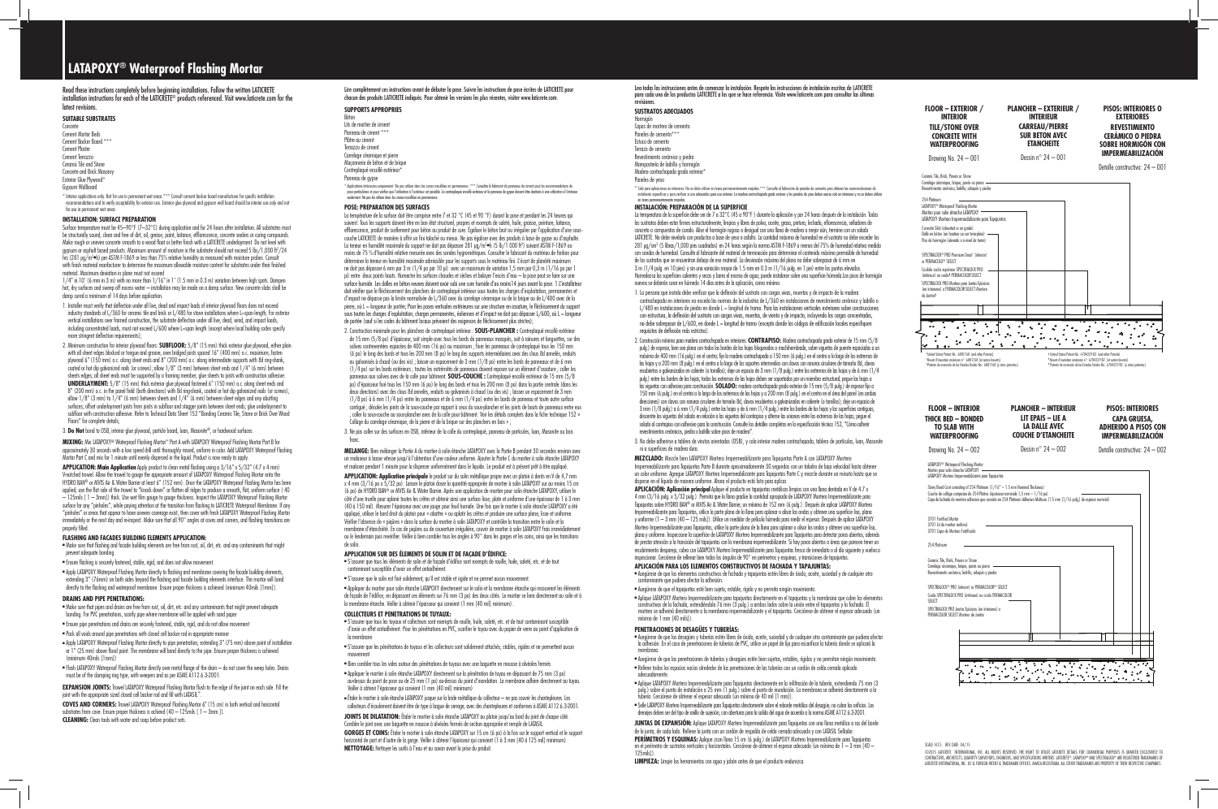# LATAPOXY® Waterproof Flashing Mortar

Read these instructions completely before beginning installations. Follow the written LATICRETE installation instructions for each of the LATICRETE® products referenced. Visit www.laticrete.com for the latest revisions.

### SUITABLE SUBSTRATES

Concrete
Cement Mortar Beds
Cement Backer Board ***
Cement Plaster
Cement Terrazzo
Ceramic Tile and Stone
Concrete and Brick Masonry
Exterior Glue Plywood*
Gypsum Wallboard

* Interior applications only. Not for use in permanent wet areas.*** Consult cement backer board manufacturer for specific installation recommendations and to verify acceptability for exterior use. Exterior glue plywood and gypsum wall board should be interior use only and not for use in permanent wet areas.

### INSTALLATION: SURFACE PREPARATION

Surface temperature must be 45–90°F (7–32°C) during application and for 24 hours after installation. All substrates must be structurally sound, clean and free of dirt, oil, grease, paint, laitance, efflorescence, concrete sealers or curing compounds. Make rough or uneven concrete smooth to a wood float or better finish with a LATICRETE underlayment. Do not level with gypsum or asphalt based products. Maximum amount of moisture in the substrate should not exceed 5 lbs/1,000 ft²/24 hrs (281 µg/m²•s) per ASTM F-1869 or less than 75% relative humidity as measured with moisture probes. Consult with finish material manufacturer to determine the maximum allowable moisture content for substrates under their finished material. Maximum deviation in plane must not exceed 1/4" in 10' (6 mm in 3 m) with no more than 1/16" in 1' (1.5 mm in 0.3 m) variation between high spots. Dampen hot, dry surfaces and sweep off excess water – installation may be made on a damp surface. New concrete slabs shall be damp cured a minimum of 14 days before application.

1. Installer must verify that deflection under all live, dead and impact loads of interior plywood floors does not exceed industry standards of L/360 for ceramic tile and brick or L/480 for stone installations where L=span length; For exterior vertical installations over framed construction, the substrate deflection under all live, dead, wind, and impact loads, including concentrated loads, must not exceed L/600 where L=span length (except where local building codes specify more stringent deflection requirements);
2. Minimum construction for interior plywood floors: **SUBFLOOR:** 5/8" (15 mm) thick exterior glue plywood, either plain with all sheet edges blocked or tongue and groove, over bridged joists spaced 16" (400 mm) o.c. maximum; fasten plywood 6" (150 mm) o.c. along sheet ends and 8" (200 mm) o.c. along intermediate supports with 8d ring-shank, coated or hot dip galvanized nails (or screws); allow 1/8" (3 mm) between sheet ends and 1/4" (6 mm) between sheets edges; all sheet ends must be supported by a framing member; glue sheets to joists with construction adhesive. **UNDERLAYMENT:** 5/8" (15 mm) thick exterior glue plywood fastened 6" (150 mm) o.c. along sheet ends and 8" (200 mm) o.c. in the panel field (both directions) with 8d ring-shank, coated or hot dip galvanized nails (or screws); allow 1/8" (3 mm) to 1/4" (6 mm) between sheets and 1/4" (6 mm) between sheet edges and any abutting surfaces; offset underlayment joints from joints in subfloor and stagger joints between sheet ends; glue underlayment to subfloor with construction adhesive. Refer to Technical Data Sheet 152 "Bonding Ceramic Tile, Stone or Brick Over Wood Floors" for complete details;
3. **Do Not** bond to OSB, interior glue plywood, particle board, luan, Masonite®, or hardwood surfaces.

**MIXING:** Mix LATAPOXY® Waterproof Flashing Mortar™ Part A with LATAPOXY Waterproof Flashing Mortar Part B for approximately 30 seconds with a low speed drill until thoroughly mixed, uniform in color. Add LATAPOXY Waterproof Flashing Mortar Part C and mix for 1 minute until evenly dispersed in the liquid. Product is now ready to apply.

**APPLICATION: Main Application** Apply product to clean metal flashing using a 3/16" x 5/32" (4.7 x 4 mm) V-notched trowel. Allow the trowel to gauge the appropriate amount of LATAPOXY Waterproof Flashing Mortar onto the HYDRO BAN® or MVIS Air & Water Barrier at least 6" (152 mm). Once the LATAPOXY Waterproof Flashing Mortar has been applied, use the flat side of the trowel to "knock down" or flatten all ridges to produce a smooth, flat, uniform surface (40 – 125mils [1 – 3mm]) thick. Use wet film gauge to gauge thickness. Inspect the LATAPOXY Waterproof Flashing Mortar surface for any "pinholes", while paying attention at the transition from flashing to LATICRETE Waterproof Membrane. If any "pinholes" or areas that appear to have uneven coverage exist, then cover with fresh LATAPOXY Waterproof Flashing Mortar immediately or the next day and re-inspect. Make sure that all 90° angles of coves and corners, and flashing transitions are properly filled.

### FLASHING AND FACADES BUILDING ELEMENTS APPLICATION:

- Make sure that flashing and facade building elements are free from rust, oil, dirt, etc. and any contaminants that might prevent adequate bonding
- Ensure flashing is securely fastened, stable, rigid, and does not allow movement.
- Apply LATAPOXY Waterproof Flashing Mortar directly to flashing and membrane covering the facade building elements, extending 3" (76mm) on both sides beyond the flashing and facade building elements interface. The mortar will bond directly to the flashing and waterproof membrane. Ensure proper thickness is achieved (minimum 40mils (1mm)).

### DRAINS AND PIPE PENETRATIONS:

- Make sure that pipes and drains are free from rust, oil, dirt, etc. and any contaminants that might prevent adequate bonding. For PVC penetrations, scarify pipe where membrane will be applied with sand paper
- Ensure pipe penetrations and drains are securely fastened, stable, rigid, and do not allow movement
- Pack all voids around pipe penetrations with closed cell backer rod in appropriate manner
- Apply LATAPOXY Waterproof Flashing Mortar directly to pipe penetration, extending 3" (75 mm) above point of installation or 1" (25 mm) above flood point. The membrane will bond directly to the pipe. Ensure proper thickness is achieved (minimum 40mils (1mm))
- Flash LATAPOXY Waterproof Flashing Mortar directly over metal flange of the drain – do not cover the weep holes. Drains must be of the clamping ring type, with weepers and as per ASME A112.6.3-2001.

**EXPANSION JOINTS:** Trowel LATAPOXY Waterproof Flashing Mortar flush to the edge of the joint on each side. Fill the joint with the appropriate sized closed cell backer rod and fill with LATASIL™.

**COVES AND CORNERS:** Trowel LATAPOXY Waterproof Flashing Mortar 6" (15 cm) in both vertical and horizontal substrates from cove. Ensure proper thickness is achieved (40 – 125mils [1 – 3mm]).

**CLEANING:** Clean tools with water and soap before product sets.

---

Lire complètement ces instructions avant de débuter la pose. Suivre les instructions de pose écrites de LATICRETE pour chacun des produits LATICRETE indiqués. Pour obtenir les versions les plus récentes, visiter www.laticrete.com.

### SUPPORTS APPROPRIES

Béton
Lits de mortier de ciment
Panneau de ciment ***
Plâtre au ciment
Terrazzo de ciment
Carrelage céramique et pierre
Maçonnerie de béton et de brique
Contreplaqué encollé extérieur*
Panneau de gypse

* Applications intérieures uniquement. Ne pas utiliser dans les zones mouillées en permanence. *** Consulter le fabricant de panneaux de ciment pour les recommandations de pose particulières et pour vérifier que l'utilisation à l'extérieur est possible. Le contreplaqué encollé extérieur et le panneau de gypse doivent être destinés à une utilisation à l'intérieur seulement. Ne pas les utiliser dans les zones mouillées en permanence.

### POSE: PREPARATION DES SURFACES

La température de la surface doit être comprise entre 7 et 32 °C (45 et 90 °F) durant la pose et pendant les 24 heures qui suivent. Tous les supports doivent être en bon état structurel, propres et exempts de saleté, huile, graisse, peinture, laitance, efflorescence, produit de scellement pour béton ou produit de cure. Égaliser le béton brut ou irrégulier par l'application d'une sous-couche LATICRETE de manière à offrir un fini taloché ou mieux. Ne pas égaliser avec des produits à base de gypse ou d'asphalte. La teneur en humidité maximale du support ne doit pas dépasser 281 µg/m²•s (5 lb/1 000 pi²) suivant ASTM F-1869 ou moins de 75 % d'humidité relative mesurée avec des sondes hygrométriques. Consulter le fabricant du matériau de finition pour déterminer la teneur en humidité maximale admissible pour les supports sous le matériau fini. L'écart de planéité maximum ne doit pas dépasser 6 mm par 3 m (1/4 po par 10 pi) avec un maximum de variation 1,5 mm par 0,3 m (1/16 po par 1 pi) entre deux points hauts. Humecter les surfaces chaudes et sèches et balayer l'excès d'eau – la pose peut se faire sur une surface humide. Les dalles en béton neuves doivent avoir subi une cure humide d'au moins 14 jours avant la pose. 1. L'installateur doit vérifier que le fléchissement des planchers de contreplaqué intérieur sous toutes les charges d'exploitation, permanentes et d'impact ne dépasse pas la limite normalisée de L/360 pour du carrelage céramique ou de la brique ou de L/480 avec de la pierre, où L = longueur de portée; Pour les poses verticales extérieures sur une structure en ossature, le fléchissement du support sous toutes les charges d'exploitation, charges permanentes, éoliennes et d'impact ne doit pas dépasser L/600, où L = longueur de portée (sauf si les codes du bâtiment locaux prévoient des exigences de fléchissement plus strictes);

2. Construction minimale pour les planchers de contreplaqué intérieur : **SOUS-PLANCHER :** Contreplaqué encollé extérieur de 15 mm (5/8 po) d'épaisseur, soit simple avec tous les bords de panneaux masqués, soit à rainures et languettes, sur des solives contreventées espacées de 400 mm (16 po) au maximum ; fixer les panneaux de contreplaqué tous les 150 mm (6 po) le long des bords et tous les 200 mm (8 po) le long des supports intermédiaires avec des clous 8d annelés, enduits ou galvanisés à chaud (ou des vis) ; laisser un espacement de 3 mm (1/8 po) entre les bords de panneaux et de 6 mm (1/4 po) sur les bords extérieurs ; toutes les extrémités de panneaux doivent reposer sur un élément d'ossature ; coller les panneaux aux solives avec de la colle pour bâtiment. **SOUS-COUCHE :** Contreplaqué encollé extérieur de 15 mm (5/8 po) d'épaisseur fixé tous les 150 mm (6 po) le long des bords et tous les 200 mm (8 po) dans la partie centrale (dans les deux directions) avec des clous 8d annelés, enduits ou galvanisés à chaud (ou des vis) ; laisser un espacement de 3 mm (1/8 po) à 6 mm (1/4 po) entre les panneaux et de 6 mm (1/4 po) entre les bords de panneaux et toute autre surface contiguë ; décaler les joints de la sous-couche par rapport à ceux du sous-plancher et les joints de bouts de panneaux entre eux ; coller la sous-couche au sous-plancher avec de la colle pour bâtiment. Voir les détails complets dans la fiche technique 152 « Collage du carrelage céramique, de la pierre et de la brique sur des planchers en bois » ;

3. Ne pas coller sur des surfaces en OSB, intérieur de la colle du contreplaqué, panneau de particules, luan, Masonite ou bois franc.

**MELANGE:** Bien mélanger la Partie A du mortier à solin étanche LATAPOXY avec la Partie B pendant 30 secondes environ avec un malaxeur à basse vitesse jusqu'à l'obtention d'une couleur uniforme. Ajouter la Partie C du mortier à solin étanche LATAPOXY et malaxer pendant 1 minute pour la disperser uniformément dans le liquide. Le produit est à présent prêt à être appliqué.

**APPLICATION: Application principale** Le produit sur du solin métallique propre avec un platoir à dents en V de 4,7 mm x 4 mm (3/16 po x 5/32 po). Laisser le platoir doser la quantité appropriée de mortier à solin LATAPOXY sur au moins 15 cm (6 po) de HYDRO BAN® ou MVIS Air & Water Barrier. Après une application de mortier pour solin étanche LATAPOXY, utiliser le côté d'une truelle pour aplanir toutes les crêtes et obtenir ainsi une surface lisse, plate et uniforme d'une épaisseur de 1 à 3 mm (40 à 150 mil). Mesurer l'épaisseur avec une jauge pour feuil humide. Une fois que le mortier à solin étanche LATAPOXY a été appliqué, utiliser le bord droit du platoir pour « abattre » ou aplatir les crêtes et produire une surface plane, lisse et uniforme. Veiller l'absence de « piqûres » dans le solin de mortier à solin LATAPOXY et contrôler la transition entre le solin et la membrane d'étanchéité. En cas de piqûres ou de couverture irrégulière, couvrir de mortier à solin LATAPOXY frais immédiatement ou le lendemain puis revérifier. Veiller à bien combler tous les angles à 90° dans les gorges et les coins, ainsi que les transitions de solin.

### APPLICATION SUR DES ÉLÉMENTS DE SOLIN ET DE FAÇADE D'ÉDIFICE:

- S'assurer que les éléments de solin et de façade d'édifice sont exempts de rouille, huile, saleté, etc. et de tout contaminant susceptible d'avoir un effet antiadhérent.
- S'assurer que le solin est fixé solidement, qu'il est stable et rigide et ne permet aucun mouvement.
- Appliquer du mortier pour solin étanche LATAPOXY directement sur le solin et la membrane étanche qui recouvrent les éléments de façade de l'édifice, en dépassant ces éléments sur 76 mm (3 po) des deux côtés. Le mortier se liera directement au solin et à la membrane étanche. Veiller à obtenir l'épaisseur qui convient (1 mm (40 mil) minimum).

### COLLECTEURS ET PENETRATIONS DE TUYAUX:

- S'assurer que tous les tuyaux et collecteurs sont exempts de rouille, huile, saleté, etc. et de tout contaminant susceptible d'avoir un effet antiadhérent. Pour les pénétrations en PVC, scarifier le tuyau avec du papier de verre au point d'application de la membrane
- S'assurer que les pénétrations de tuyaux et les collecteurs sont solidement attachés, stables, rigides et ne permettent aucun mouvement
- Bien combler tous les vides autour des pénétrations de tuyaux avec une baguette en mousse à alvéoles fermés
- Appliquer le mortier à solin étanche LATAPOXY directement sur la pénétration de tuyau en dépassant de 75 mm (3 po) au-dessus du point de pose ou de 25 mm (1 po) au-dessus du point d'inondation. La membrane adhère directement au tuyau. Veiller à obtenir l'épaisseur qui convient (1 mm (40 mil) minimum)
- Étaler le mortier à solin étanche LATAPOXY jusque sur la bride métallique du collecteur – ne pas couvrir les chantepleures. Les collecteurs d'écoulement doivent être de type à bague de serrage, avec des chantepleures et conformes à ASME A112.6.3-2001.

**JOINTS DE DILATATION:** Étaler le mortier à solin étanche LATAPOXY au platoir jusqu'au bord du joint de chaque côté. Combler le joint avec une baguette en mousse à alvéoles fermés de section appropriée et remplir de LATASIL.

**GORGES ET COINS:** Étaler le mortier à solin étanche LATAPOXY sur 15 cm (6 po) à la fois sur le support vertical et le support horizontal de part et d'autre de la gorge. Veiller à obtenir l'épaisseur qui convient (1 à 3 mm [40 à 125 mil] minimum).

**NETTOYAGE:** Nettoyer les outils à l'eau et au savon avant la prise du produit.

---

Lea todas las instrucciones antes de comenzar la instalación. Respete las instrucciones de instalación escritas de LATICRETE para cada uno de los productos LATICRETE a los que se hace referencia. Visite www.laticrete.com para consultar las últimas revisiones.

### SUSTRATOS ADECUADOS

Hormigón
Capas de mortero de cemento
Paneles de cemento***
Estuco de cemento
Terrazo de cemento
Revestimiento cerámico y piedra
Mampostería de ladrillo y hormigón
Madera contrachapada grado exterior*
Paneles de yeso

* Sólo para aplicaciones en interiores. No se debe utilizar en áreas permanentemente mojadas.*** Consulte al fabricante de paneles de cemento para obtener las recomendaciones de instalación específicas y para verificar si son adecuados para uso exterior. La madera contrachapada grado exterior y los paneles de yeso deben usarse sólo en interiores y no se deben utilizar en áreas permanentemente mojadas.

### INSTALACIÓN: PREPARACIÓN DE LA SUPERFICIE

La temperatura de la superficie debe ser de 7 a 32°C (45 a 90°F) durante la aplicación y por 24 horas después de la instalación. Todos los sustratos deben estar firmes estructuralmente, limpios y libres de polvo, aceite, grasa, pintura, lechada, eflorescencia, selladores de concreto o compuestos de curado. Alise el hormigón rugoso o desigual con una llana de madera o mejor aún, termine con un solado LATICRETE. No debe nivelarlo con productos a base de yeso o asfalto. La cantidad máxima de humedad en el sustrato no debe exceder los 281 µg/sm² (5 libras/1,000 pies cuadrados) en 24 horas según la norma ASTM F-1869 o menos del 75% de humedad relativa medida con sondas de humedad. Consulte al fabricante del material de terminación para determinar el contenido máximo permisible de humedad de los sustratos que se encuentran debajo de ese material. La desviación máxima del plano no debe sobrepasar de 6 mm en 3 m (1/4 pulg. en 10 pies) y sin una variación mayor de 1.5 mm en 0.3 m (1/16 pulg. en 1 pie) entre los puntos elevados. Humedezca las superficies calientes y secas y barra el exceso de agua; puede instalarse sobre una superficie húmeda. Las losas de hormigón nuevas se deben curar en húmedo 14 días antes de la aplicación, como mínimo.

1. La persona que instala debe verificar que la deflexión del sustrato con cargas vivas, muertas y de impacto de la madera contrachapada en interiores no exceda las normas de la industria de L/360 en instalaciones de revestimiento cerámico y ladrillo o L/480 en instalaciones de piedra en donde L = longitud de tramo. Para las instalaciones verticales exteriores sobre construcciones con estructura, la deflexión del sustrato con cargas vivas, muertas, de viento y de impacto, incluyendo las cargas concentradas, no debe sobrepasar de L/600, en donde L = longitud de tramo (excepto donde los códigos de edificación locales especifiquen requisitos de deflexión más estrictos).
2. Construcción mínima para madera contrachapada en interiores: **CONTRAPISO:** Madera contrachapada grado exterior de 15 mm (5/8 pulg.) de espesor, bien sea plana con todos los bordes de las hojas bloqueados o machihembrada, sobre viguetas de puente espaciadas a un máximo de 400 mm (16 pulg.) en el centro; fije la madera contrachapada a 150 mm (6 pulg.) en el centro a lo largo de los extremos de las hojas y a 200 mm (8 pulg.) en el centro a lo largo de los soportes intermedios con clavos con anillos de tamaño 8d, clavos recubiertos o galvanizados en caliente (o tornillos); deje un espacio de 3 mm (1/8 pulg.) entre los extremos de las hojas y de 6 mm (1/4 pulg.) entre los bordes de las hojas; todos los extremos de las hojas deben ser soportados por un miembro estructural; pegue las hojas a las viguetas con adhesivo para construcción. **SOLADO:** madera contrachapada grado exterior de 15 mm (5/8 pulg.) de espesor fija a 150 mm (6 pulg.) en el centro a lo largo de los extremos de las hojas y a 200 mm (8 pulg.) en el centro en el área del panel (en ambas direcciones) con clavos con ranuras circulares de tamaño 8d, clavos recubiertos o galvanizados en caliente (o tornillos); deje un espacio de 3 mm (1/8 pulg.) a 6 mm (1/4 pulg.) entre las hojas y de 6 mm (1/4 pulg.) entre los bordes de las hojas y las superficies contiguas; descentre las viguetas del solado en relación a las viguetas del contrapiso y alterne las uniones entre los extremos de las hojas; pegue el solado al contrapiso con adhesivo para la construcción. Consulte los detalles completos en la especificación técnica 152, "Cómo adherir revestimientos cerámicos, piedra o ladrillo sobre pisos de madera".
3. No debe adherirse a tablero de virutas orientadas (OSB), y cola interior madera contrachapada, tablero de partículas, luan, Masonite ni a superficies de madera dura.

**MEZCLADO:** Mezcle bien LATAPOXY Mortero Impermeabilizante para Tapajuntas Parte A con LATAPOXY Mortero Impermeabilizante para Tapajuntas Parte B durante aproximadamente 30 segundos con un taladro de baja velocidad hasta obtener un color uniforme. Agregue LATAPOXY Mortero Impermeabilizante para Tapajuntas Parte C y mezcle durante un minuto hasta que se disperse en el líquido de manera uniforme. Ahora el producto está listo para aplicar.

**APLICACIÓN: Aplicación principal** Aplique el producto en tapajuntas metálicos limpios con una llana dentada en V de 4.7 x 4 mm (3/16 pulg. x 5/32 pulg.). Permita que la llana gradúe la cantidad apropiada de LATAPOXY Mortero Impermeabilizante para Tapajuntas sobre HYDRO BAN® or MVIS Air & Water Barrier, un mínimo de 152 mm (6 pulg.). Después de aplicar LATAPOXY Mortero Impermeabilizante para Tapajuntas, utilice la parte plana de la llana para aplanar o alisar los cordes y obtener una superficie lisa, plana y uniforme (1 – 3 mm [40 – 125 mils]). Utilice un medidor de película húmeda para medir el espesor. Después de aplicar LATAPOXY Mortero Impermeabilizante para Tapajuntas, utilice la parte plana de la llana para aplanar o alisar los cordes y obtener una superficie lisa, plana y uniforme. Inspeccione la superficie de LATAPOXY Mortero Impermeabilizante para Tapajuntas para detectar poros abiertos, además de prestar atención a la transición del tapajuntas con la membrana impermeabilizante. Si hay poros abiertos o áreas que parecen tener un recubrimiento desparejo, cubra con LATAPOXY Mortero Impermeabilizante para Tapajuntas fresco de inmediato o al día siguiente y vuelva a inspeccionar. Cerciórese de rellenar bien todos los ángulos de 90° en perímetros y esquinas, y transiciones de tapajuntas.

### APLICACIÓN PARA LOS ELEMENTOS CONSTRUCTIVOS DE FACHADA Y TAPAJUNTAS:

- Asegúrese de que los elementos constructivos de fachada y tapajuntas estén libres de óxido, aceite, suciedad y de cualquier otro contaminante que pudiera afectar la adhesión.
- Asegúrese de que el tapajuntas esté bien sujeto, estable, rígido y no permita ningún movimiento.
- Aplique LATAPOXY Mortero Impermeabilizante para tapajuntas directamente en el tapajuntas y la membrana que cubre los elementos constructivos de la fachada, extendiéndolo 76 mm (3 pulg.) a ambos lados sobre la unión entre el tapajuntas y la fachada. El mortero se adherirá directamente a la membrana impermeabilizante y el tapajuntas. Cerciórese de obtener el espesor adecuado (un mínimo de 1 mm (40 mils)).

### PENETRACIONES DE DESAGÜES Y TUBERÍAS:

- Asegúrese de que los desagües y tuberías estén libres de óxido, aceite, suciedad y de cualquier otro contaminante que pudiera afectar la adhesión. En el caso de penetraciones de tuberías de PVC, utilice un papel de lija para escarificar la tubería donde se aplicará la membrana.
- Asegúrese de que las penetraciones de tuberías y desagües estén bien sujetos, estables, rígidos y no permitan ningún movimiento.
- Rellene todos los espacios vacíos alrededor de las penetraciones de las tuberías con un cordón de celda cerrada aplicado adecuadamente.
- Aplique LATAPOXY Mortero Impermeabilizante para Tapajuntas directamente en la infiltración de la tubería, extendiendo 75 mm (3 pulg.) sobre el punto de instalación o 25 mm (1 pulg.) sobre el punto de inundación. La membrana se adherirá directamente a la tubería. Cerciórese de obtener el espesor adecuado (un mínimo de 40 mil (1 mm)).
- Selle LATAPOXY Mortero Impermeabilizante para Tapajuntas directamente sobre el reborde metálico del desagüe; no cubra los orificios. Los drenajes deben ser del tipo de anillo de sujeción, con aberturas para la salida del agua de acuerdo a la norma ASME A112.6.3-2001.

**JUNTAS DE EXPANSIÓN:** Aplique LATAPOXY Mortero Impermeabilizante para Tapajuntas con una llana metálica a ras del borde de la junta, de cada lado. Rellene la junta con un cordón de respaldo de celda cerrada adecuado y con LATASIL Sellador.

**PERÍMETROS Y ESQUINAS:** Aplique con llana 15 cm (6 pulg.) de LATAPOXY Mortero Impermeabilizante para Tapajuntas en el perímetro de sustratos verticales y horizontales. Cerciórese de obtener el espesor adecuado (de 1 – 3 mm [40 – 125mils]).

**LIMPIEZA:** Limpie las herramientas con agua y jabón antes de que el producto endurezca.

---

**FLOOR – EXTERIOR / INTERIOR TILE/STONE OVER CONCRETE WITH WATERPROOFING**

Drawing No. 24 – 001

**PLANCHER – EXTERIEUR / INTERIEUR CARREAU/PIERRE SUR BETON AVEC ETANCHEITE**

Dessin n° 24 – 001

**PISOS: INTERIORES O EXTERIORES REVESTIMIENTO CERÁMICO O PIEDRA SOBRE HORMIGÓN CON IMPERMEABILIZACIÓN**

Detalle constructivo: 24 – 001

Ceramic Tile, Brick, Pavers or Stone
Carrelage céramique, brique, pavés ou pierre
Revestimiento cerámico, ladrillo, adoquín y piedra

254 Platinum
LATAPOXY® Waterproof Flashing Mortar
Mortier pour solin étanche LATAPOXY
LATAPOXY Mortero Impermeabilizante para Tapajuntas

Concrete Slab (sloped to drain) (on grade)
Dalle en béton (en pente vers le siphon) (sur terre-plein)
Piso de hormigón (sobre rasante) (inclinado hacia el drenaje)

SPECTRALOCK® PRO Premium Grout* (interior) or PERMACOLOR® SELECT
Coulis SPECTRALOCK PRO (intérieur) ou coulis PERMACOLOR SELECT
SPECTRALOCK PRO Mortero para Juntas Epóxico (en interiores) o PERMACOLOR SELECT Mortero de Juntas

* United States Patent No.: 6,881,768 (and other Patents)
*Brevet d'invention américain n°: 6,881,768 (et autres brevets)
*Patente de invención de los Estados Unidos No.: 6,881,768 (y otras patentes)

* United States Patent No.: 6,794,012 (and other Patents)
*Brevet d'invention américain n°: 6,794,012 (et autres brevets)
*Patente de invención de los Estados Unidos No.: 6,794,012 (y otras patentes)

**FLOOR – INTERIOR THICK BED – BONDED TO SLAB WITH WATERPROOFING**

Drawing No. 24 – 002

**PLANCHER – INTERIEUR LIT EPAIS – LIE A LA DALLE AVEC COUCHE D'ETANCHEITE**

Dessin n° 24 – 002

**PISOS: INTERIORES CAPA GRUESA, ADHERIDO A PISOS CON IMPERMEABILIZACIÓN**

Detalle constructivo: 24 – 002

LATAPOXY® Waterproof Flashing Mortar
Mortier pour solin étanche LATAPOXY
LATAPOXY Mortero Impermeabilizante para Tapajuntas

Slurry Bond Coat consisting of 254 Platinum (1/16" – 1.5 mm Nominal Thickness)
Couche de collage composée de 254 Platinum (épaisseur nominale 1,5 mm – 1/16 po)
Capa de lechada de mortero adhesivo que consiste en 254 Platinum Adhesivo Multiuso (1.5 mm (1/16 pulg.) de espesor nominal)

3701 Fortified Mortar
3701 Lit de mortier renforcé
3701 Capa de Mortero Fortificado

254 Platinum

Ceramic Tile, Brick, Pavers or Stone
Carrelage céramique, brique, pavés ou pierre
Revestimiento cerámico, ladrillo, adoquín y piedra

SPECTRALOCK® PRO (interior) or PERMACOLOR® SELECT
Coulis SPECTRALOCK PRO (intérieur) ou coulis PERMACOLOR SELECT
SPECTRALOCK PRO Mortero para Juntas Epóxico (en interiores) o PERMACOLOR SELECT Mortero de Juntas

SCALE: N.T.S. REV. DATE: 04/15

©2015 LATICRETE INTERNATIONAL, INC. ALL RIGHTS RESERVED. THE RIGHT TO UTILIZE LATICRETE DETAILS FOR COMMERCIAL PURPOSES IS GRANTED EXCLUSIVELY TO CONTRACTORS, ARCHITECTS, QUANTITY SURVEYORS, ENGINEERS, AND SPECIFICATIONS WRITERS. LATICRETE®, LATAPOXY® AND SPECTRALOCK® ARE REGISTERED TRADEMARKS OF LATICRETE INTERNATIONAL, INC. US & FOREIGN PATENT & TRADEMARK OFFICES. MARCA REGISTRADA. ALL OTHER TRADEMARKS ARE PROPERTY OF THEIR RESPECTIVE COMPANIES.